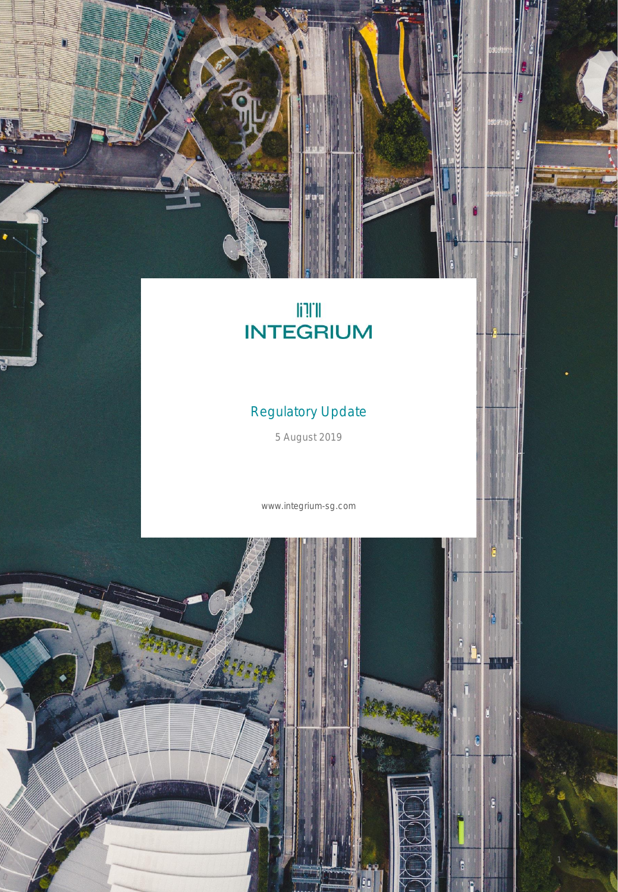# INTEGRIUM

## Regulatory Update

5 August 2019

www.integrium-sg.com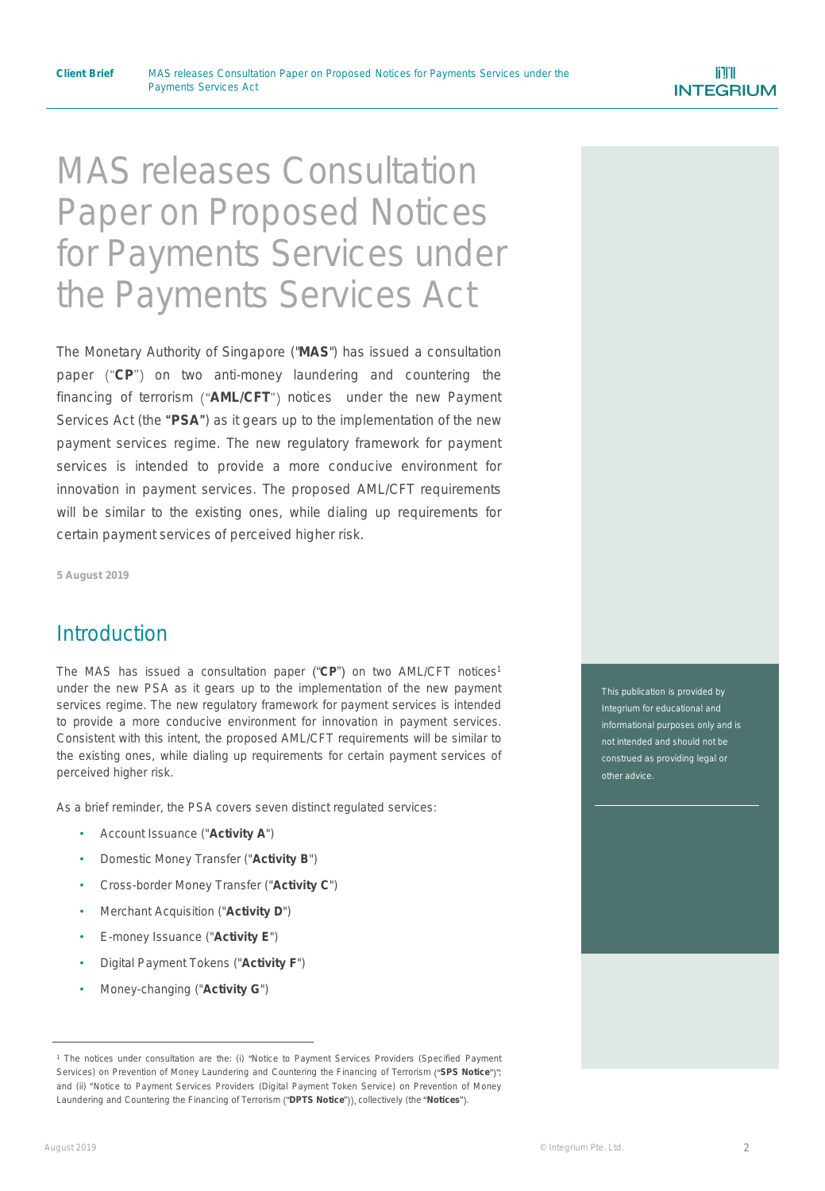# MAS releases Consultation Paper on Proposed Notices for Payments Services under the Payments Services Act

The Monetary Authority of Singapore ("**MAS**") has issued a consultation paper ("**CP**") on two anti-money laundering and countering the financing of terrorism ("**AML/CFT**") notices under the new Payment Services Act (the **"PSA"**) as it gears up to the implementation of the new payment services regime. The new regulatory framework for payment services is intended to provide a more conducive environment for innovation in payment services. The proposed AML/CFT requirements will be similar to the existing ones, while dialing up requirements for certain payment services of perceived higher risk.

**5 August 2019**

This publication is provided by Integrium for educational and informational purposes only and is not intended and should not be construed as providing legal or other advice.

## Introduction

The MAS has issued a consultation paper ("**CP**") on two AML/CFT notices[1] under the new PSA as it gears up to the implementation of the new payment services regime. The new regulatory framework for payment services is intended to provide a more conducive environment for innovation in payment services. Consistent with this intent, the proposed AML/CFT requirements will be similar to the existing ones, while dialing up requirements for certain payment services of perceived higher risk.

As a brief reminder, the PSA covers seven distinct regulated services:

- Account Issuance ("**Activity A**")
- Domestic Money Transfer ("**Activity B**")
- Cross-border Money Transfer ("**Activity C**")
- Merchant Acquisition ("**Activity D**")
- E-money Issuance ("**Activity E**")
- Digital Payment Tokens ("**Activity F**")
- Money-changing ("**Activity G**")

---

[1] The notices under consultation are the: (i) "Notice to Payment Services Providers (Specified Payment Services) on Prevention of Money Laundering and Countering the Financing of Terrorism ("**SPS Notice**")"; and (ii) "Notice to Payment Services Providers (Digital Payment Token Service) on Prevention of Money Laundering and Countering the Financing of Terrorism ("**DPTS Notice**")), collectively (the "**Notices**").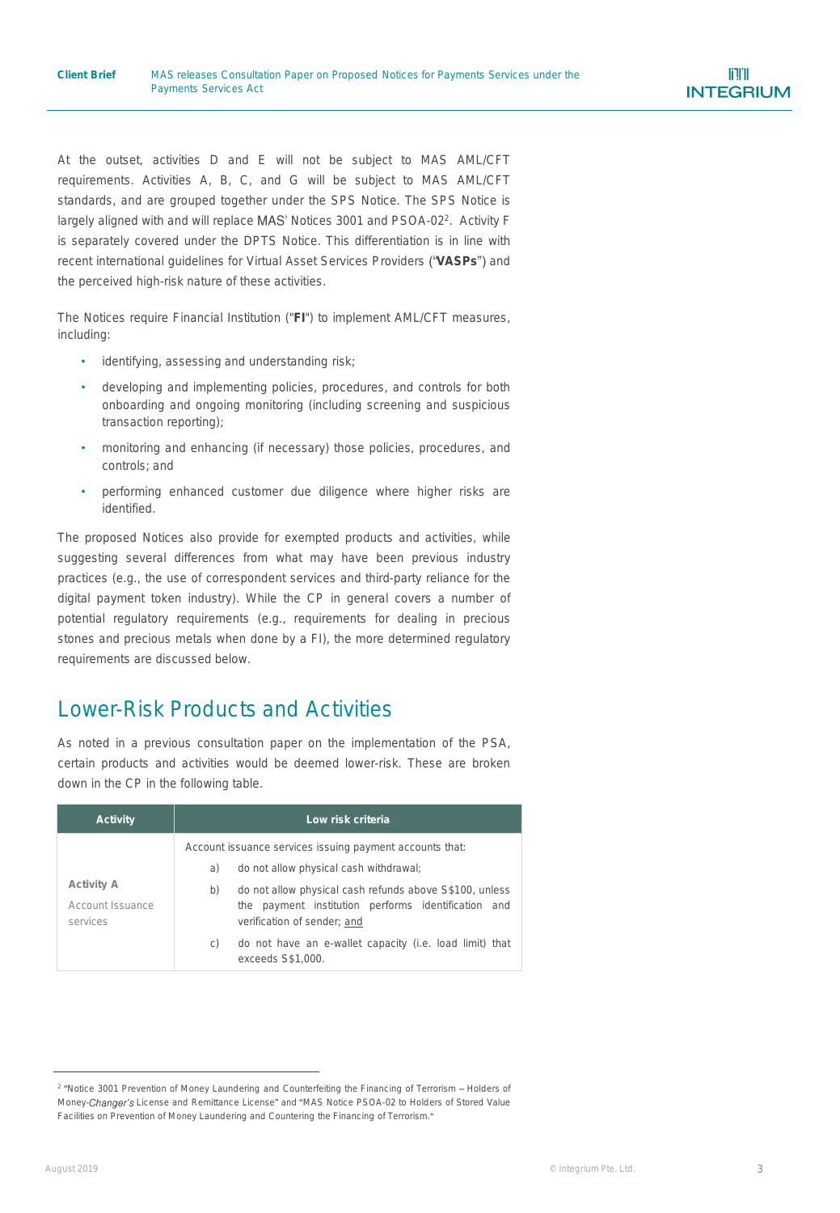At the outset, activities D and E will not be subject to MAS AML/CFT requirements. Activities A, B, C, and G will be subject to MAS AML/CFT standards, and are grouped together under the SPS Notice. The SPS Notice is largely aligned with and will replace MAS' Notices 3001 and PSOA-02[2]. Activity F is separately covered under the DPTS Notice. This differentiation is in line with recent international guidelines for Virtual Asset Services Providers ("**VASPs**") and the perceived high-risk nature of these activities.

The Notices require Financial Institution ("**FI**") to implement AML/CFT measures, including:

- identifying, assessing and understanding risk;
- developing and implementing policies, procedures, and controls for both onboarding and ongoing monitoring (including screening and suspicious transaction reporting);
- monitoring and enhancing (if necessary) those policies, procedures, and controls; and
- performing enhanced customer due diligence where higher risks are identified.

The proposed Notices also provide for exempted products and activities, while suggesting several differences from what may have been previous industry practices (e.g., the use of correspondent services and third-party reliance for the digital payment token industry). While the CP in general covers a number of potential regulatory requirements (e.g., requirements for dealing in precious stones and precious metals when done by a FI), the more determined regulatory requirements are discussed below.

## Lower-Risk Products and Activities

As noted in a previous consultation paper on the implementation of the PSA, certain products and activities would be deemed lower-risk. These are broken down in the CP in the following table.

| Activity | Low risk criteria |
| --- | --- |
| **Activity A**<br>Account Issuance services | Account issuance services issuing payment accounts that:<br>a) do not allow physical cash withdrawal;<br>b) do not allow physical cash refunds above S$100, unless the payment institution performs identification and verification of sender; and<br>c) do not have an e-wallet capacity (i.e. load limit) that exceeds S$1,000. |

[2] "Notice 3001 Prevention of Money Laundering and Counterfeiting the Financing of Terrorism – Holders of Money-Changer's License and Remittance License" and "MAS Notice PSOA-02 to Holders of Stored Value Facilities on Prevention of Money Laundering and Countering the Financing of Terrorism."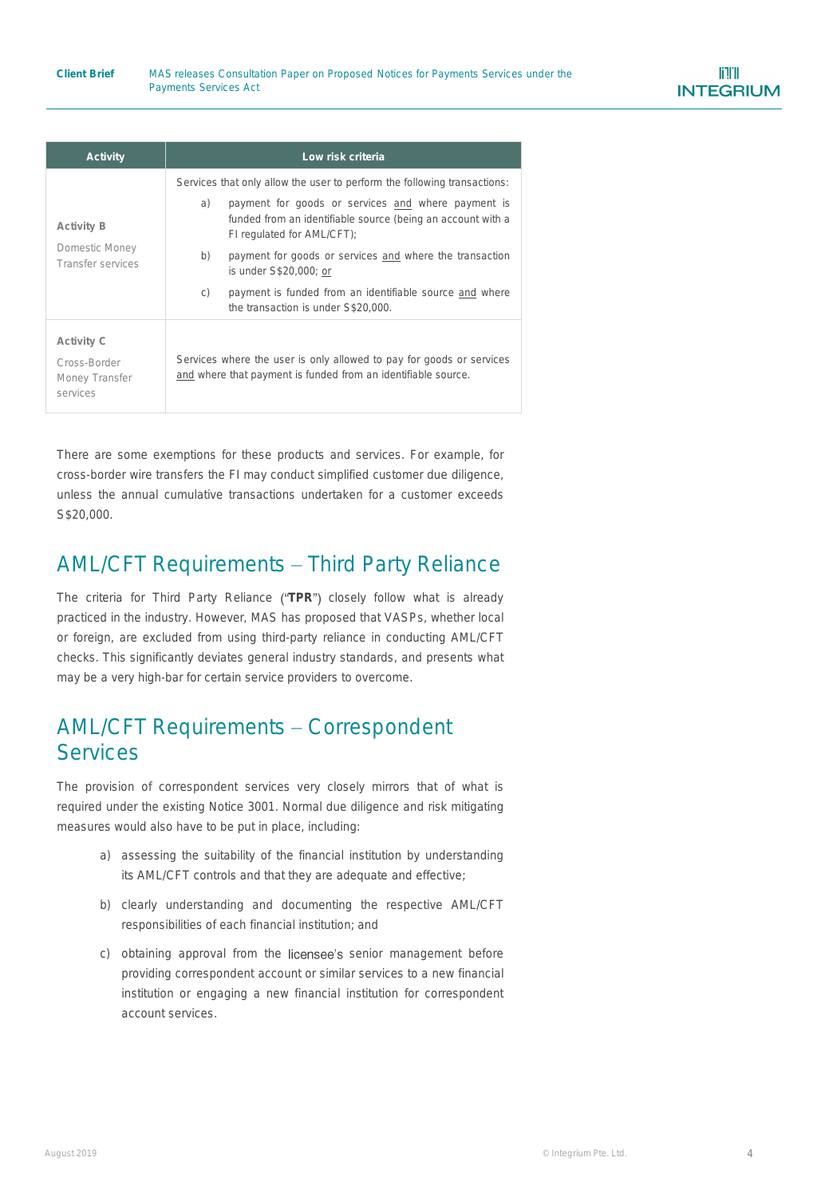| Activity | Low risk criteria |
|---|---|
| **Activity B**<br>Domestic Money Transfer services | Services that only allow the user to perform the following transactions:<br>a) payment for goods or services and where payment is funded from an identifiable source (being an account with a FI regulated for AML/CFT);<br>b) payment for goods or services and where the transaction is under S$20,000; or<br>c) payment is funded from an identifiable source and where the transaction is under S$20,000. |
| **Activity C**<br>Cross-Border Money Transfer services | Services where the user is only allowed to pay for goods or services and where that payment is funded from an identifiable source. |

There are some exemptions for these products and services. For example, for cross-border wire transfers the FI may conduct simplified customer due diligence, unless the annual cumulative transactions undertaken for a customer exceeds S$20,000.

## AML/CFT Requirements – Third Party Reliance

The criteria for Third Party Reliance ("**TPR**") closely follow what is already practiced in the industry. However, MAS has proposed that VASPs, whether local or foreign, are excluded from using third-party reliance in conducting AML/CFT checks. This significantly deviates general industry standards, and presents what may be a very high-bar for certain service providers to overcome.

## AML/CFT Requirements – Correspondent Services

The provision of correspondent services very closely mirrors that of what is required under the existing Notice 3001. Normal due diligence and risk mitigating measures would also have to be put in place, including:

a) assessing the suitability of the financial institution by understanding its AML/CFT controls and that they are adequate and effective;

b) clearly understanding and documenting the respective AML/CFT responsibilities of each financial institution; and

c) obtaining approval from the licensee's senior management before providing correspondent account or similar services to a new financial institution or engaging a new financial institution for correspondent account services.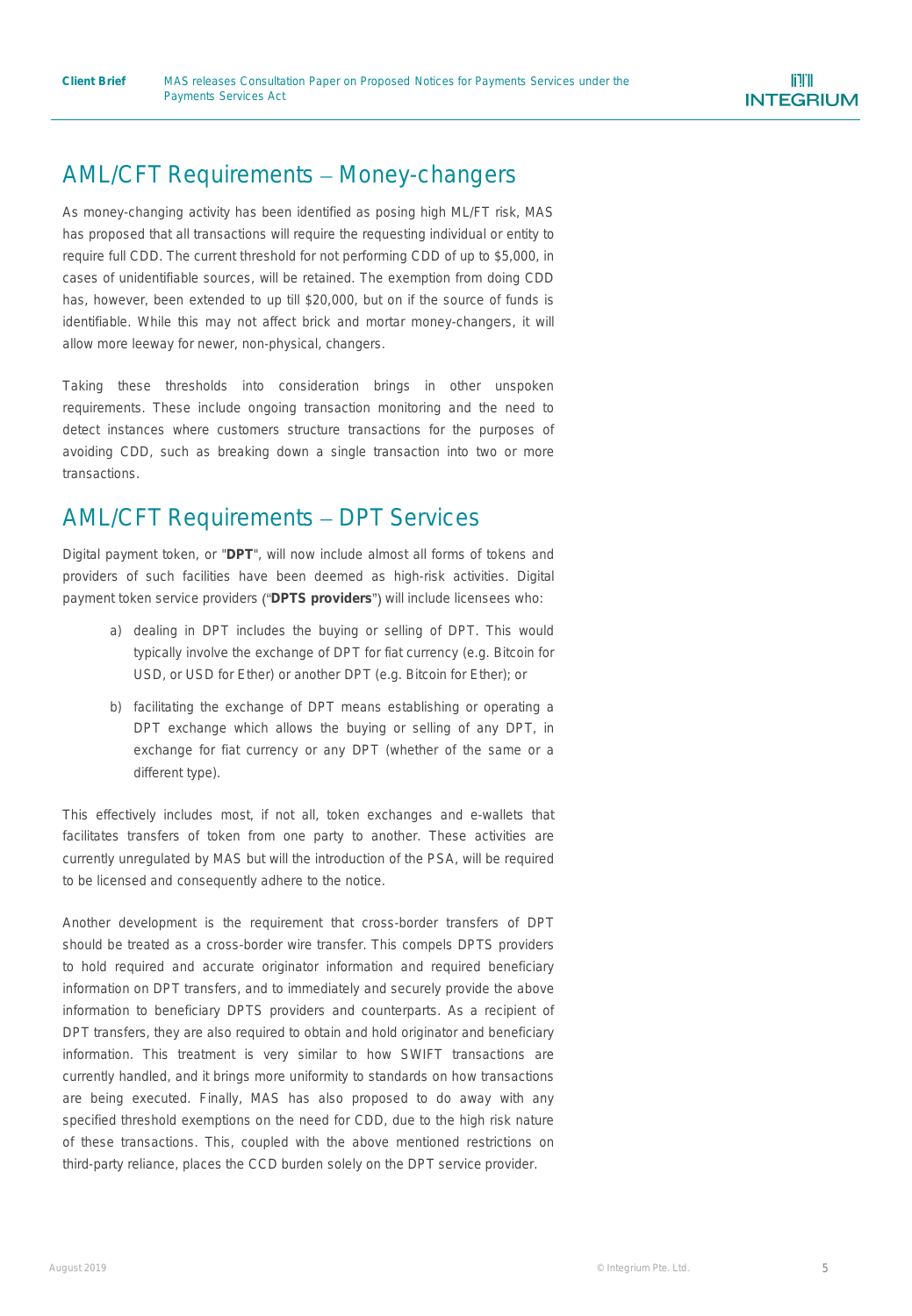## AML/CFT Requirements – Money-changers

As money-changing activity has been identified as posing high ML/FT risk, MAS has proposed that all transactions will require the requesting individual or entity to require full CDD. The current threshold for not performing CDD of up to $5,000, in cases of unidentifiable sources, will be retained. The exemption from doing CDD has, however, been extended to up till $20,000, but on if the source of funds is identifiable. While this may not affect brick and mortar money-changers, it will allow more leeway for newer, non-physical, changers.

Taking these thresholds into consideration brings in other unspoken requirements. These include ongoing transaction monitoring and the need to detect instances where customers structure transactions for the purposes of avoiding CDD, such as breaking down a single transaction into two or more transactions.

## AML/CFT Requirements – DPT Services

Digital payment token, or "**DPT**", will now include almost all forms of tokens and providers of such facilities have been deemed as high-risk activities. Digital payment token service providers ("**DPTS providers**") will include licensees who:

a) dealing in DPT includes the buying or selling of DPT. This would typically involve the exchange of DPT for fiat currency (e.g. Bitcoin for USD, or USD for Ether) or another DPT (e.g. Bitcoin for Ether); or

b) facilitating the exchange of DPT means establishing or operating a DPT exchange which allows the buying or selling of any DPT, in exchange for fiat currency or any DPT (whether of the same or a different type).

This effectively includes most, if not all, token exchanges and e-wallets that facilitates transfers of token from one party to another. These activities are currently unregulated by MAS but will the introduction of the PSA, will be required to be licensed and consequently adhere to the notice.

Another development is the requirement that cross-border transfers of DPT should be treated as a cross-border wire transfer. This compels DPTS providers to hold required and accurate originator information and required beneficiary information on DPT transfers, and to immediately and securely provide the above information to beneficiary DPTS providers and counterparts. As a recipient of DPT transfers, they are also required to obtain and hold originator and beneficiary information. This treatment is very similar to how SWIFT transactions are currently handled, and it brings more uniformity to standards on how transactions are being executed. Finally, MAS has also proposed to do away with any specified threshold exemptions on the need for CDD, due to the high risk nature of these transactions. This, coupled with the above mentioned restrictions on third-party reliance, places the CCD burden solely on the DPT service provider.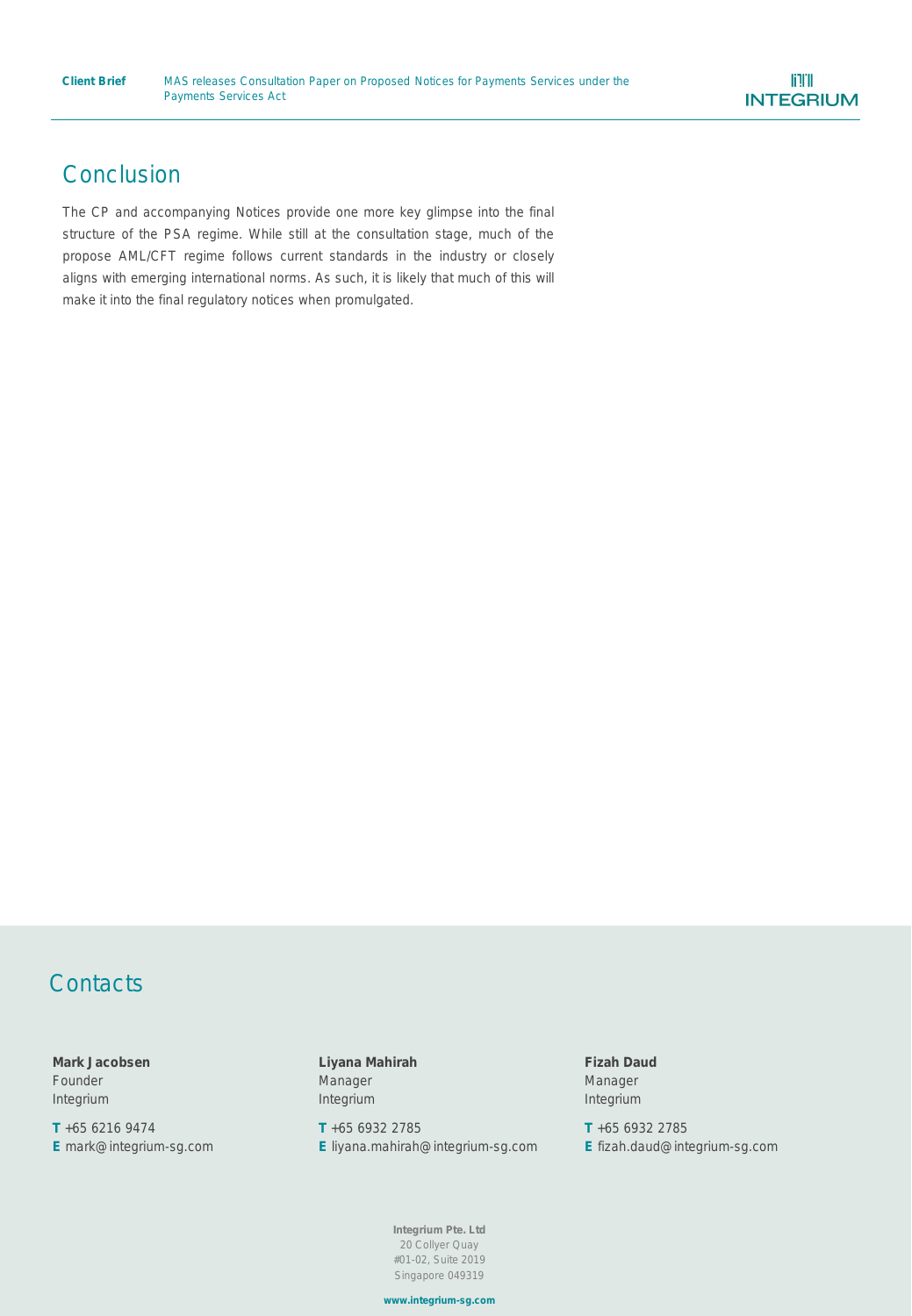## Conclusion

The CP and accompanying Notices provide one more key glimpse into the final structure of the PSA regime. While still at the consultation stage, much of the propose AML/CFT regime follows current standards in the industry or closely aligns with emerging international norms. As such, it is likely that much of this will make it into the final regulatory notices when promulgated.

## Contacts

**Mark Jacobsen**
Founder
Integrium

**T** +65 6216 9474
**E** mark@integrium-sg.com

**Liyana Mahirah**
Manager
Integrium

**T** +65 6932 2785
**E** liyana.mahirah@integrium-sg.com

**Fizah Daud**
Manager
Integrium

**T** +65 6932 2785
**E** fizah.daud@integrium-sg.com

**Integrium Pte. Ltd**
20 Collyer Quay
#01-02, Suite 2019
Singapore 049319

**www.integrium-sg.com**